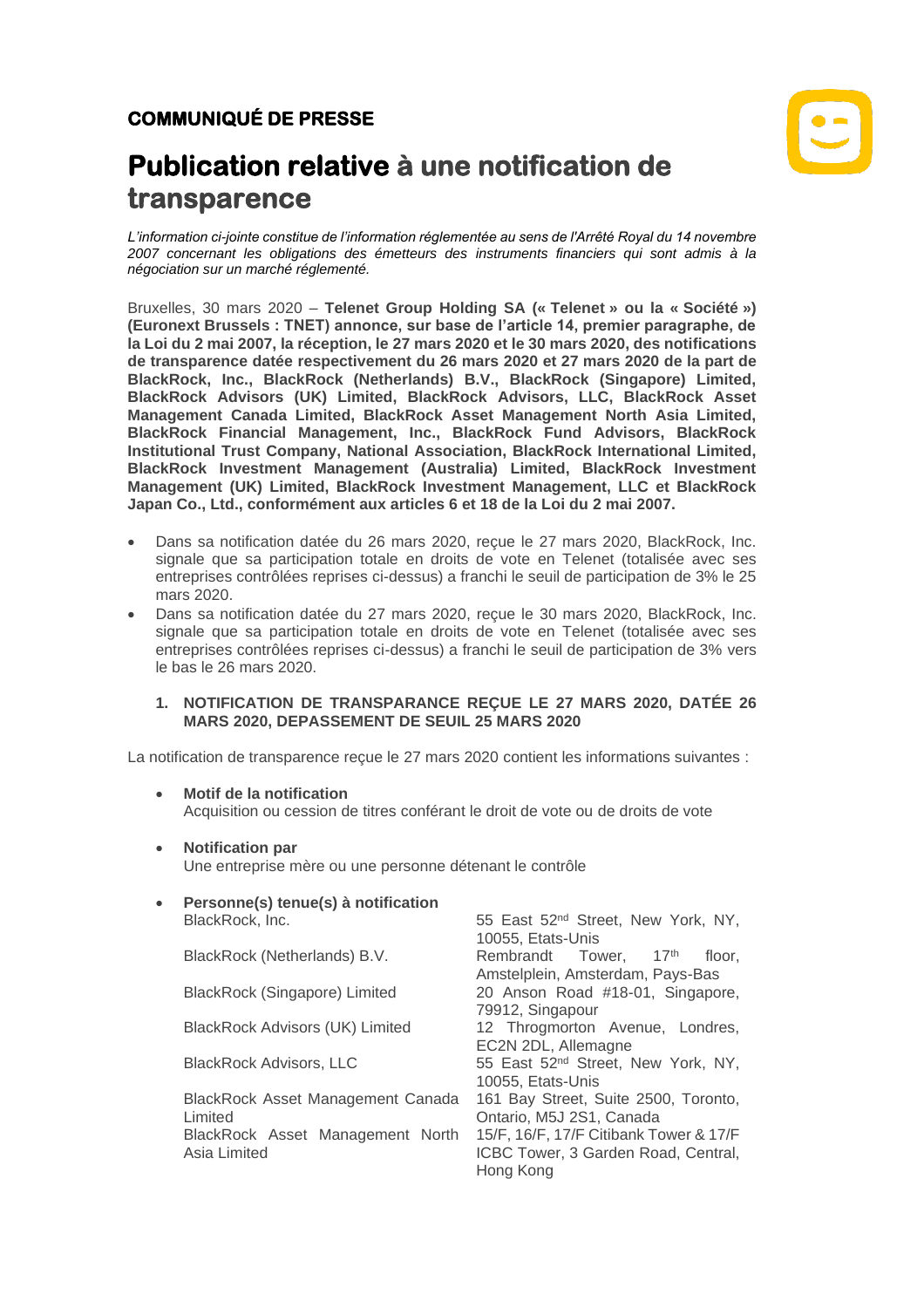**COMMUNIQUÉ DE PRESSE**

# Publication relative à une notification de transparence

*L'information ci-jointe constitue de l'information réglementée au sens de l'Arrêté Royal du 14 novembre 2007 concernant les obligations des émetteurs des instruments financiers qui sont admis à la négociation sur un marché réglementé.*

Bruxelles, 30 mars 2020 – **Telenet Group Holding SA (« Telenet » ou la « Société ») (Euronext Brussels : TNET) annonce, sur base de l'article 14, premier paragraphe, de la Loi du 2 mai 2007, la réception, le 27 mars 2020 et le 30 mars 2020, des notifications de transparence datée respectivement du 26 mars 2020 et 27 mars 2020 de la part de BlackRock, Inc., BlackRock (Netherlands) B.V., BlackRock (Singapore) Limited, BlackRock Advisors (UK) Limited, BlackRock Advisors, LLC, BlackRock Asset Management Canada Limited, BlackRock Asset Management North Asia Limited, BlackRock Financial Management, Inc., BlackRock Fund Advisors, BlackRock Institutional Trust Company, National Association, BlackRock International Limited, BlackRock Investment Management (Australia) Limited, BlackRock Investment Management (UK) Limited, BlackRock Investment Management, LLC et BlackRock Japan Co., Ltd., conformément aux articles 6 et 18 de la Loi du 2 mai 2007.**

- Dans sa notification datée du 26 mars 2020, reçue le 27 mars 2020, BlackRock, Inc. signale que sa participation totale en droits de vote en Telenet (totalisée avec ses entreprises contrôlées reprises ci-dessus) a franchi le seuil de participation de 3% le 25 mars 2020.
- Dans sa notification datée du 27 mars 2020, reçue le 30 mars 2020, BlackRock, Inc. signale que sa participation totale en droits de vote en Telenet (totalisée avec ses entreprises contrôlées reprises ci-dessus) a franchi le seuil de participation de 3% vers le bas le 26 mars 2020.

## 1. NOTIFICATION DE TRANSPARANCE REÇUE LE 27 MARS 2020, DATÉE 26 MARS 2020, DEPASSEMENT DE SEUIL 25 MARS 2020

La notification de transparence reçue le 27 mars 2020 contient les informations suivantes :

- **Motif de la notification**
  Acquisition ou cession de titres conférant le droit de vote ou de droits de vote

- **Notification par**
  Une entreprise mère ou une personne détenant le contrôle

- **Personne(s) tenue(s) à notification**

| | |
|---|---|
| BlackRock, Inc. | 55 East 52nd Street, New York, NY, 10055, Etats-Unis |
| BlackRock (Netherlands) B.V. | Rembrandt Tower, 17th floor, Amstelplein, Amsterdam, Pays-Bas |
| BlackRock (Singapore) Limited | 20 Anson Road #18-01, Singapore, 79912, Singapour |
| BlackRock Advisors (UK) Limited | 12 Throgmorton Avenue, Londres, EC2N 2DL, Allemagne |
| BlackRock Advisors, LLC | 55 East 52nd Street, New York, NY, 10055, Etats-Unis |
| BlackRock Asset Management Canada Limited | 161 Bay Street, Suite 2500, Toronto, Ontario, M5J 2S1, Canada |
| BlackRock Asset Management North Asia Limited | 15/F, 16/F, 17/F Citibank Tower & 17/F ICBC Tower, 3 Garden Road, Central, Hong Kong |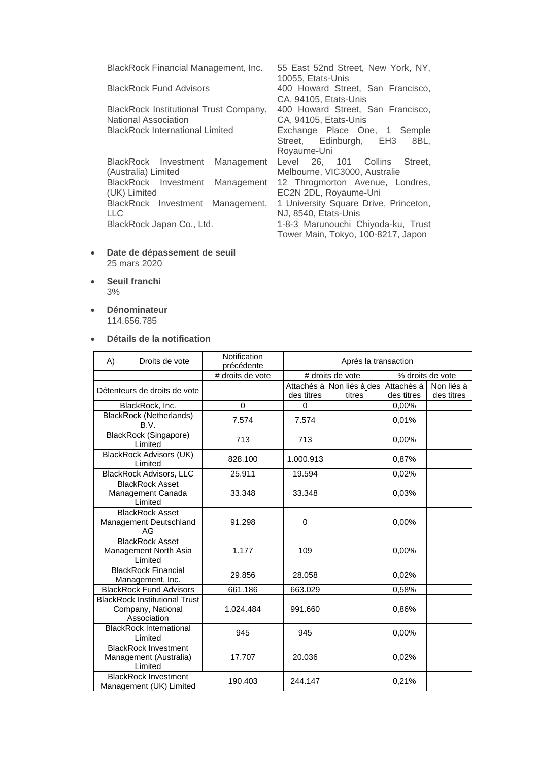| | |
|---|---|
| BlackRock Financial Management, Inc. | 55 East 52nd Street, New York, NY, 10055, Etats-Unis |
| BlackRock Fund Advisors | 400 Howard Street, San Francisco, CA, 94105, Etats-Unis |
| BlackRock Institutional Trust Company, National Association | 400 Howard Street, San Francisco, CA, 94105, Etats-Unis |
| BlackRock International Limited | Exchange Place One, 1 Semple Street, Edinburgh, EH3 8BL, Royaume-Uni |
| BlackRock Investment Management (Australia) Limited | Level 26, 101 Collins Street, Melbourne, VIC3000, Australie |
| BlackRock Investment Management (UK) Limited | 12 Throgmorton Avenue, Londres, EC2N 2DL, Royaume-Uni |
| BlackRock Investment Management, LLC | 1 University Square Drive, Princeton, NJ, 8540, Etats-Unis |
| BlackRock Japan Co., Ltd. | 1-8-3 Marunouchi Chiyoda-ku, Trust Tower Main, Tokyo, 100-8217, Japon |

- **Date de dépassement de seuil**
  25 mars 2020

- **Seuil franchi**
  3%

- **Dénominateur**
  114.656.785

- **Détails de la notification**

| A) Droits de vote | Notification précédente | Après la transaction | | | |
|---|---|---|---|---|---|
| | # droits de vote | # droits de vote | | % droits de vote | |
| Détenteurs de droits de vote | | Attachés à des titres | Non liés à des titres | Attachés à des titres | Non liés à des titres |
| BlackRock, Inc. | 0 | 0 | | 0,00% | |
| BlackRock (Netherlands) B.V. | 7.574 | 7.574 | | 0,01% | |
| BlackRock (Singapore) Limited | 713 | 713 | | 0,00% | |
| BlackRock Advisors (UK) Limited | 828.100 | 1.000.913 | | 0,87% | |
| BlackRock Advisors, LLC | 25.911 | 19.594 | | 0,02% | |
| BlackRock Asset Management Canada Limited | 33.348 | 33.348 | | 0,03% | |
| BlackRock Asset Management Deutschland AG | 91.298 | 0 | | 0,00% | |
| BlackRock Asset Management North Asia Limited | 1.177 | 109 | | 0,00% | |
| BlackRock Financial Management, Inc. | 29.856 | 28.058 | | 0,02% | |
| BlackRock Fund Advisors | 661.186 | 663.029 | | 0,58% | |
| BlackRock Institutional Trust Company, National Association | 1.024.484 | 991.660 | | 0,86% | |
| BlackRock International Limited | 945 | 945 | | 0,00% | |
| BlackRock Investment Management (Australia) Limited | 17.707 | 20.036 | | 0,02% | |
| BlackRock Investment Management (UK) Limited | 190.403 | 244.147 | | 0,21% | |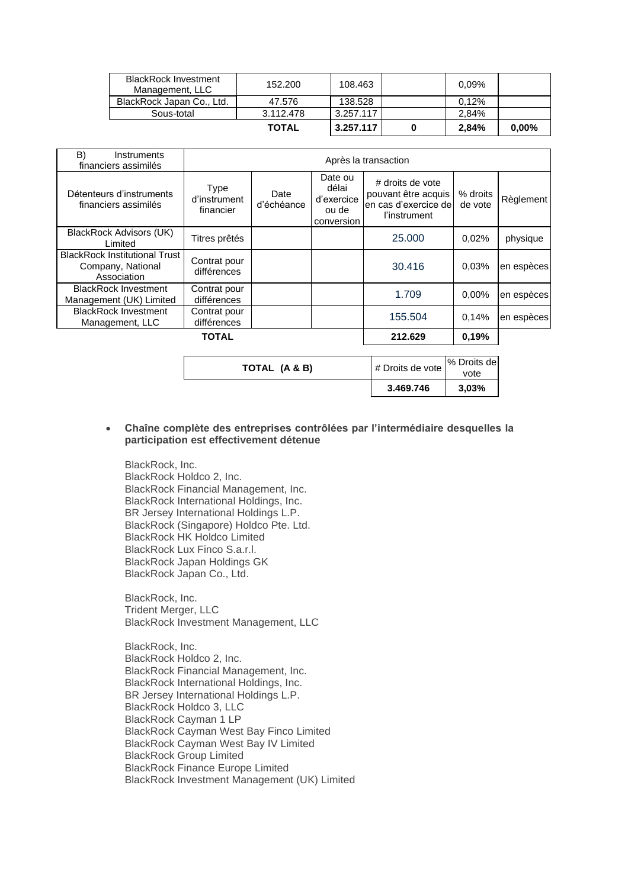| | | | | | |
|---|---|---|---|---|---|
| BlackRock Investment Management, LLC | 152.200 | 108.463 | | 0,09% | |
| BlackRock Japan Co., Ltd. | 47.576 | 138.528 | | 0,12% | |
| Sous-total | 3.112.478 | 3.257.117 | | 2,84% | |
| | **TOTAL** | **3.257.117** | **0** | **2,84%** | **0,00%** |

| B) Instruments financiers assimilés | Après la transaction | | | | | |
|---|---|---|---|---|---|---|
| Détenteurs d'instruments financiers assimilés | Type d'instrument financier | Date d'échéance | Date ou délai d'exercice ou de conversion | # droits de vote pouvant être acquis en cas d'exercice de l'instrument | % droits de vote | Règlement |
| BlackRock Advisors (UK) Limited | Titres prêtés | | | 25.000 | 0,02% | physique |
| BlackRock Institutional Trust Company, National Association | Contrat pour différences | | | 30.416 | 0,03% | en espèces |
| BlackRock Investment Management (UK) Limited | Contrat pour différences | | | 1.709 | 0,00% | en espèces |
| BlackRock Investment Management, LLC | Contrat pour différences | | | 155.504 | 0,14% | en espèces |
| **TOTAL** | | | | **212.629** | **0,19%** | |

| TOTAL (A & B) | # Droits de vote | % Droits de vote |
|---|---|---|
| | **3.469.746** | **3,03%** |

- **Chaîne complète des entreprises contrôlées par l'intermédiaire desquelles la participation est effectivement détenue**

BlackRock, Inc.
BlackRock Holdco 2, Inc.
BlackRock Financial Management, Inc.
BlackRock International Holdings, Inc.
BR Jersey International Holdings L.P.
BlackRock (Singapore) Holdco Pte. Ltd.
BlackRock HK Holdco Limited
BlackRock Lux Finco S.a.r.l.
BlackRock Japan Holdings GK
BlackRock Japan Co., Ltd.

BlackRock, Inc.
Trident Merger, LLC
BlackRock Investment Management, LLC

BlackRock, Inc.
BlackRock Holdco 2, Inc.
BlackRock Financial Management, Inc.
BlackRock International Holdings, Inc.
BR Jersey International Holdings L.P.
BlackRock Holdco 3, LLC
BlackRock Cayman 1 LP
BlackRock Cayman West Bay Finco Limited
BlackRock Cayman West Bay IV Limited
BlackRock Group Limited
BlackRock Finance Europe Limited
BlackRock Investment Management (UK) Limited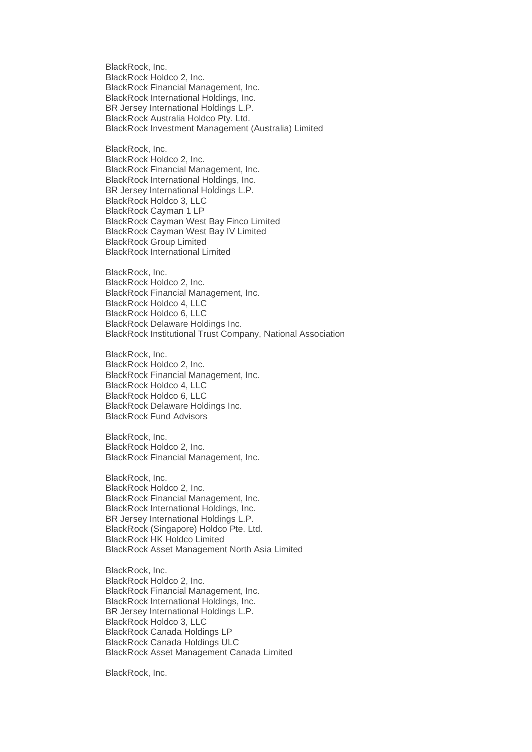BlackRock, Inc.
BlackRock Holdco 2, Inc.
BlackRock Financial Management, Inc.
BlackRock International Holdings, Inc.
BR Jersey International Holdings L.P.
BlackRock Australia Holdco Pty. Ltd.
BlackRock Investment Management (Australia) Limited

BlackRock, Inc.
BlackRock Holdco 2, Inc.
BlackRock Financial Management, Inc.
BlackRock International Holdings, Inc.
BR Jersey International Holdings L.P.
BlackRock Holdco 3, LLC
BlackRock Cayman 1 LP
BlackRock Cayman West Bay Finco Limited
BlackRock Cayman West Bay IV Limited
BlackRock Group Limited
BlackRock International Limited

BlackRock, Inc.
BlackRock Holdco 2, Inc.
BlackRock Financial Management, Inc.
BlackRock Holdco 4, LLC
BlackRock Holdco 6, LLC
BlackRock Delaware Holdings Inc.
BlackRock Institutional Trust Company, National Association

BlackRock, Inc.
BlackRock Holdco 2, Inc.
BlackRock Financial Management, Inc.
BlackRock Holdco 4, LLC
BlackRock Holdco 6, LLC
BlackRock Delaware Holdings Inc.
BlackRock Fund Advisors

BlackRock, Inc.
BlackRock Holdco 2, Inc.
BlackRock Financial Management, Inc.

BlackRock, Inc.
BlackRock Holdco 2, Inc.
BlackRock Financial Management, Inc.
BlackRock International Holdings, Inc.
BR Jersey International Holdings L.P.
BlackRock (Singapore) Holdco Pte. Ltd.
BlackRock HK Holdco Limited
BlackRock Asset Management North Asia Limited

BlackRock, Inc.
BlackRock Holdco 2, Inc.
BlackRock Financial Management, Inc.
BlackRock International Holdings, Inc.
BR Jersey International Holdings L.P.
BlackRock Holdco 3, LLC
BlackRock Canada Holdings LP
BlackRock Canada Holdings ULC
BlackRock Asset Management Canada Limited

BlackRock, Inc.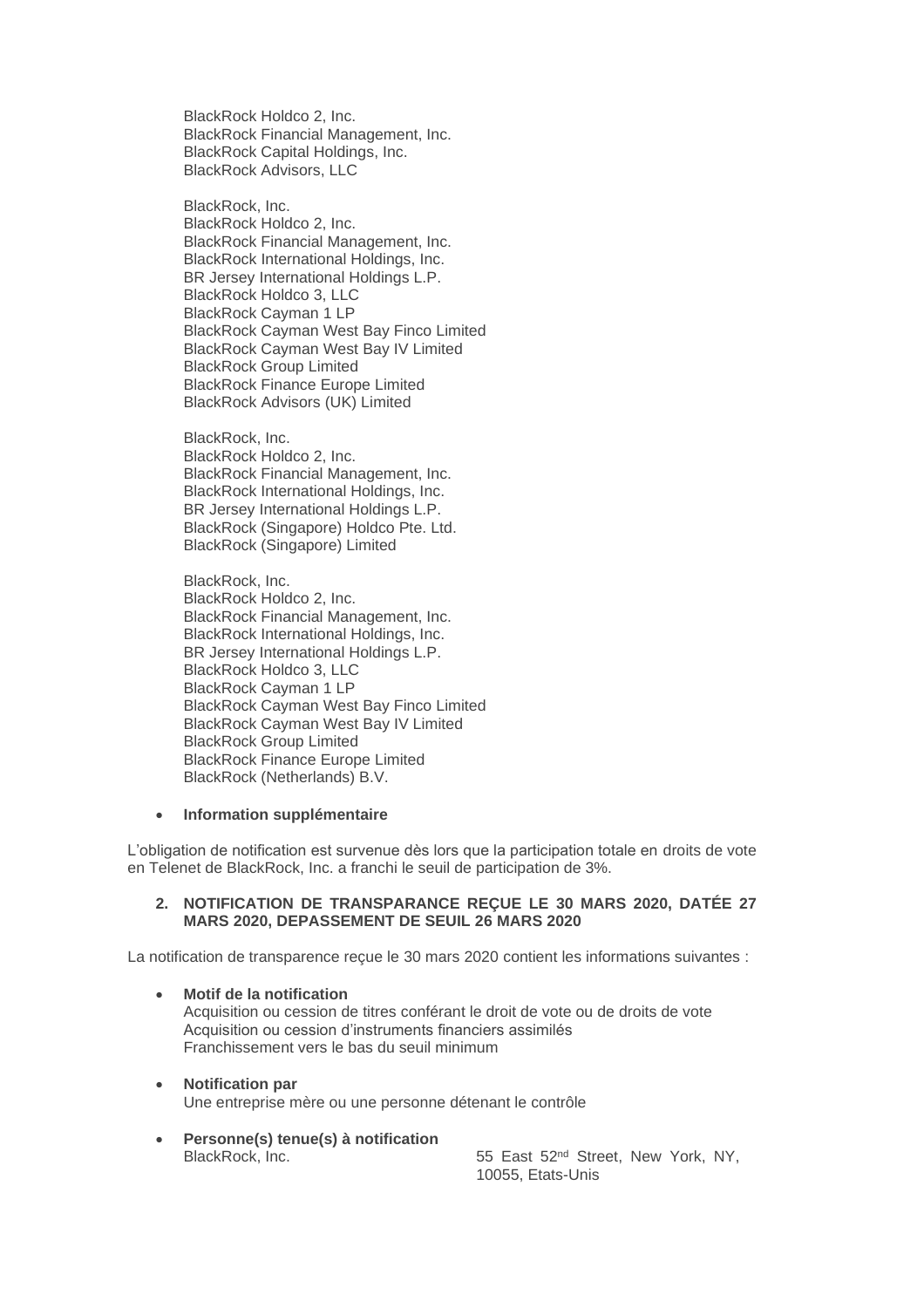BlackRock Holdco 2, Inc.
BlackRock Financial Management, Inc.
BlackRock Capital Holdings, Inc.
BlackRock Advisors, LLC

BlackRock, Inc.
BlackRock Holdco 2, Inc.
BlackRock Financial Management, Inc.
BlackRock International Holdings, Inc.
BR Jersey International Holdings L.P.
BlackRock Holdco 3, LLC
BlackRock Cayman 1 LP
BlackRock Cayman West Bay Finco Limited
BlackRock Cayman West Bay IV Limited
BlackRock Group Limited
BlackRock Finance Europe Limited
BlackRock Advisors (UK) Limited

BlackRock, Inc.
BlackRock Holdco 2, Inc.
BlackRock Financial Management, Inc.
BlackRock International Holdings, Inc.
BR Jersey International Holdings L.P.
BlackRock (Singapore) Holdco Pte. Ltd.
BlackRock (Singapore) Limited

BlackRock, Inc.
BlackRock Holdco 2, Inc.
BlackRock Financial Management, Inc.
BlackRock International Holdings, Inc.
BR Jersey International Holdings L.P.
BlackRock Holdco 3, LLC
BlackRock Cayman 1 LP
BlackRock Cayman West Bay Finco Limited
BlackRock Cayman West Bay IV Limited
BlackRock Group Limited
BlackRock Finance Europe Limited
BlackRock (Netherlands) B.V.

- **Information supplémentaire**

L'obligation de notification est survenue dès lors que la participation totale en droits de vote en Telenet de BlackRock, Inc. a franchi le seuil de participation de 3%.

## 2. NOTIFICATION DE TRANSPARANCE REÇUE LE 30 MARS 2020, DATÉE 27 MARS 2020, DEPASSEMENT DE SEUIL 26 MARS 2020

La notification de transparence reçue le 30 mars 2020 contient les informations suivantes :

- **Motif de la notification**
  Acquisition ou cession de titres conférant le droit de vote ou de droits de vote
  Acquisition ou cession d'instruments financiers assimilés
  Franchissement vers le bas du seuil minimum

- **Notification par**
  Une entreprise mère ou une personne détenant le contrôle

- **Personne(s) tenue(s) à notification**
  BlackRock, Inc. — 55 East 52nd Street, New York, NY, 10055, Etats-Unis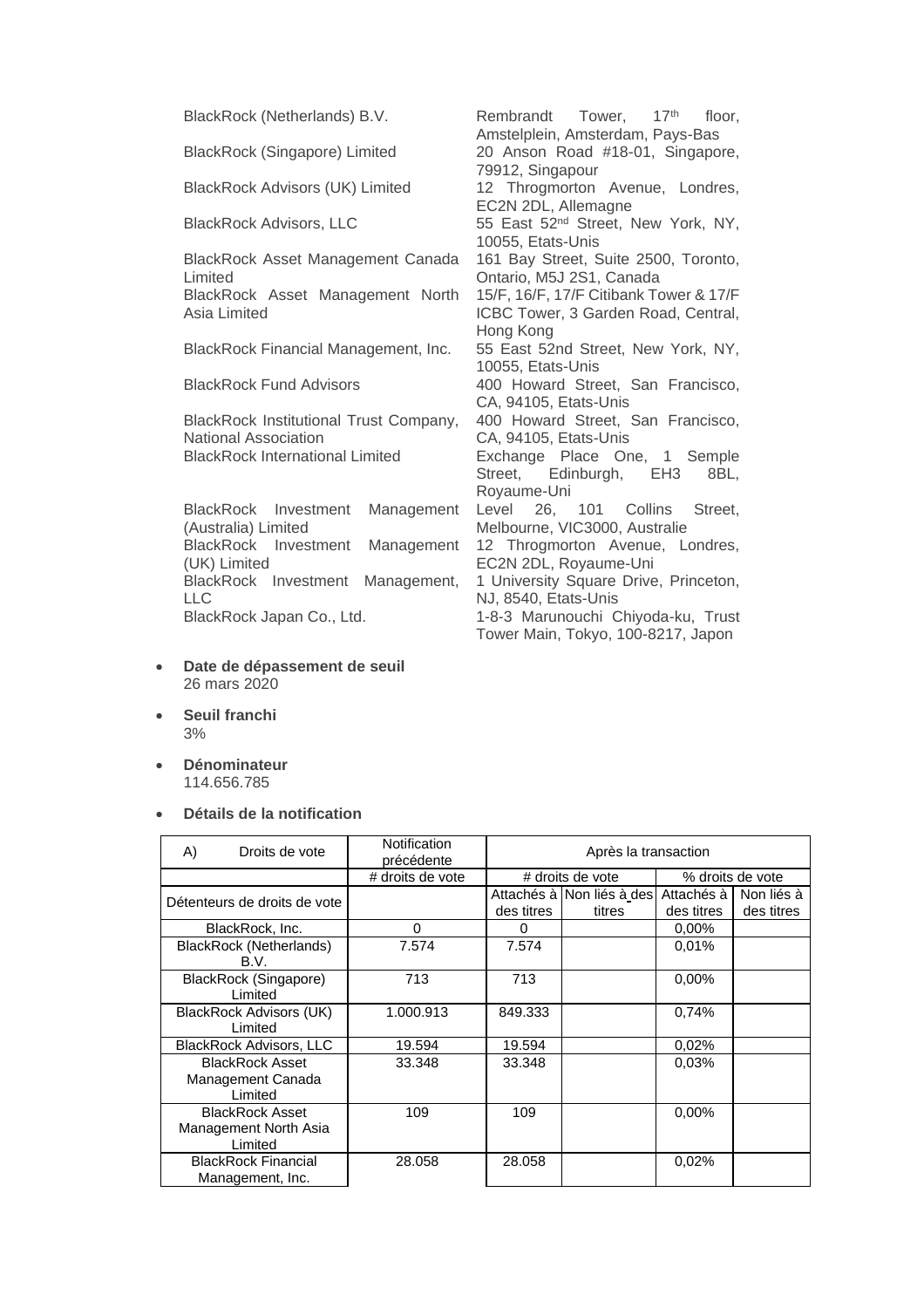| | |
|---|---|
| BlackRock (Netherlands) B.V. | Rembrandt Tower, 17th floor, Amstelplein, Amsterdam, Pays-Bas |
| BlackRock (Singapore) Limited | 20 Anson Road #18-01, Singapore, 79912, Singapour |
| BlackRock Advisors (UK) Limited | 12 Throgmorton Avenue, Londres, EC2N 2DL, Allemagne |
| BlackRock Advisors, LLC | 55 East 52nd Street, New York, NY, 10055, Etats-Unis |
| BlackRock Asset Management Canada Limited | 161 Bay Street, Suite 2500, Toronto, Ontario, M5J 2S1, Canada |
| BlackRock Asset Management North Asia Limited | 15/F, 16/F, 17/F Citibank Tower & 17/F ICBC Tower, 3 Garden Road, Central, Hong Kong |
| BlackRock Financial Management, Inc. | 55 East 52nd Street, New York, NY, 10055, Etats-Unis |
| BlackRock Fund Advisors | 400 Howard Street, San Francisco, CA, 94105, Etats-Unis |
| BlackRock Institutional Trust Company, National Association | 400 Howard Street, San Francisco, CA, 94105, Etats-Unis |
| BlackRock International Limited | Exchange Place One, 1 Semple Street, Edinburgh, EH3 8BL, Royaume-Uni |
| BlackRock Investment Management (Australia) Limited | Level 26, 101 Collins Street, Melbourne, VIC3000, Australie |
| BlackRock Investment Management (UK) Limited | 12 Throgmorton Avenue, Londres, EC2N 2DL, Royaume-Uni |
| BlackRock Investment Management, LLC | 1 University Square Drive, Princeton, NJ, 8540, Etats-Unis |
| BlackRock Japan Co., Ltd. | 1-8-3 Marunouchi Chiyoda-ku, Trust Tower Main, Tokyo, 100-8217, Japon |

- **Date de dépassement de seuil**
  26 mars 2020

- **Seuil franchi**
  3%

- **Dénominateur**
  114.656.785

- **Détails de la notification**

| A) Droits de vote | Notification précédente | Après la transaction | | | |
|---|---|---|---|---|---|
| | # droits de vote | # droits de vote | | % droits de vote | |
| Détenteurs de droits de vote | | Attachés à des titres | Non liés à des titres | Attachés à des titres | Non liés à des titres |
| BlackRock, Inc. | 0 | 0 | | 0,00% | |
| BlackRock (Netherlands) B.V. | 7.574 | 7.574 | | 0,01% | |
| BlackRock (Singapore) Limited | 713 | 713 | | 0,00% | |
| BlackRock Advisors (UK) Limited | 1.000.913 | 849.333 | | 0,74% | |
| BlackRock Advisors, LLC | 19.594 | 19.594 | | 0,02% | |
| BlackRock Asset Management Canada Limited | 33.348 | 33.348 | | 0,03% | |
| BlackRock Asset Management North Asia Limited | 109 | 109 | | 0,00% | |
| BlackRock Financial Management, Inc. | 28.058 | 28.058 | | 0,02% | |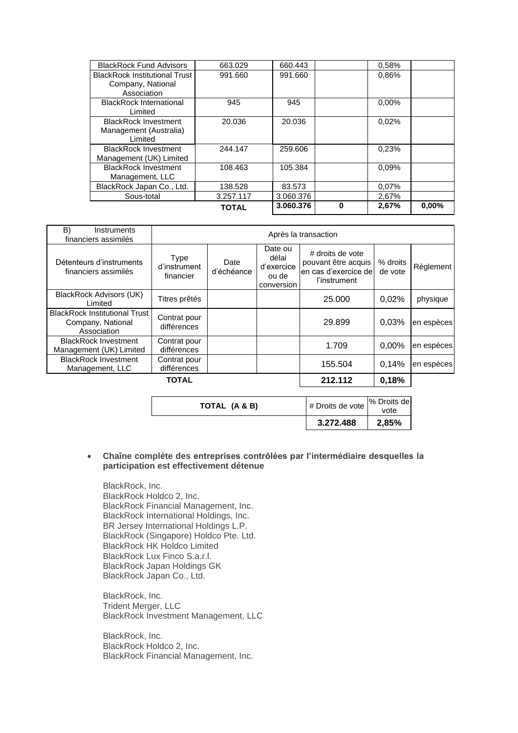| | | | | | |
|---|---|---|---|---|---|
| BlackRock Fund Advisors | 663.029 | 660.443 | | 0,58% | |
| BlackRock Institutional Trust Company, National Association | 991.660 | 991.660 | | 0,86% | |
| BlackRock International Limited | 945 | 945 | | 0,00% | |
| BlackRock Investment Management (Australia) Limited | 20.036 | 20.036 | | 0,02% | |
| BlackRock Investment Management (UK) Limited | 244.147 | 259.606 | | 0,23% | |
| BlackRock Investment Management, LLC | 108.463 | 105.384 | | 0,09% | |
| BlackRock Japan Co., Ltd. | 138.528 | 83.573 | | 0,07% | |
| Sous-total | 3.257.117 | 3.060.376 | | 2,67% | |
| | **TOTAL** | **3.060.376** | **0** | **2,67%** | **0,00%** |

| B) Instruments financiers assimilés | Après la transaction | | | | | |
|---|---|---|---|---|---|---|
| Détenteurs d'instruments financiers assimilés | Type d'instrument financier | Date d'échéance | Date ou délai d'exercice ou de conversion | # droits de vote pouvant être acquis en cas d'exercice de l'instrument | % droits de vote | Règlement |
| BlackRock Advisors (UK) Limited | Titres prêtés | | | 25.000 | 0,02% | physique |
| BlackRock Institutional Trust Company, National Association | Contrat pour différences | | | 29.899 | 0,03% | en espèces |
| BlackRock Investment Management (UK) Limited | Contrat pour différences | | | 1.709 | 0,00% | en espèces |
| BlackRock Investment Management, LLC | Contrat pour différences | | | 155.504 | 0,14% | en espèces |
| **TOTAL** | | | | **212.112** | **0,18%** | |

| TOTAL (A & B) | # Droits de vote | % Droits de vote |
|---|---|---|
| | **3.272.488** | **2,85%** |

- **Chaîne complète des entreprises contrôlées par l'intermédiaire desquelles la participation est effectivement détenue**

BlackRock, Inc.
BlackRock Holdco 2, Inc.
BlackRock Financial Management, Inc.
BlackRock International Holdings, Inc.
BR Jersey International Holdings L.P.
BlackRock (Singapore) Holdco Pte. Ltd.
BlackRock HK Holdco Limited
BlackRock Lux Finco S.a.r.l.
BlackRock Japan Holdings GK
BlackRock Japan Co., Ltd.

BlackRock, Inc.
Trident Merger, LLC
BlackRock Investment Management, LLC

BlackRock, Inc.
BlackRock Holdco 2, Inc.
BlackRock Financial Management, Inc.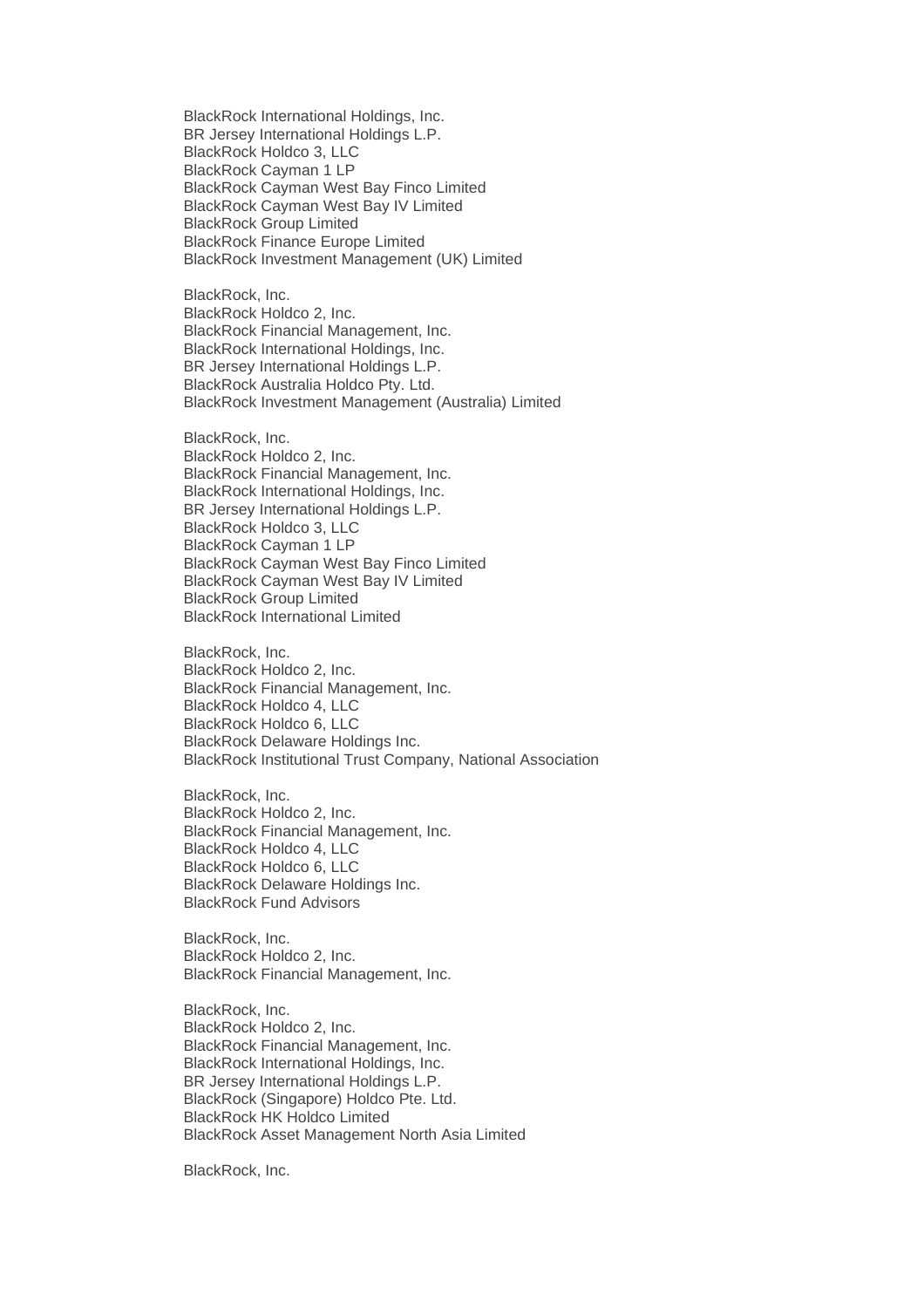BlackRock International Holdings, Inc.
BR Jersey International Holdings L.P.
BlackRock Holdco 3, LLC
BlackRock Cayman 1 LP
BlackRock Cayman West Bay Finco Limited
BlackRock Cayman West Bay IV Limited
BlackRock Group Limited
BlackRock Finance Europe Limited
BlackRock Investment Management (UK) Limited

BlackRock, Inc.
BlackRock Holdco 2, Inc.
BlackRock Financial Management, Inc.
BlackRock International Holdings, Inc.
BR Jersey International Holdings L.P.
BlackRock Australia Holdco Pty. Ltd.
BlackRock Investment Management (Australia) Limited

BlackRock, Inc.
BlackRock Holdco 2, Inc.
BlackRock Financial Management, Inc.
BlackRock International Holdings, Inc.
BR Jersey International Holdings L.P.
BlackRock Holdco 3, LLC
BlackRock Cayman 1 LP
BlackRock Cayman West Bay Finco Limited
BlackRock Cayman West Bay IV Limited
BlackRock Group Limited
BlackRock International Limited

BlackRock, Inc.
BlackRock Holdco 2, Inc.
BlackRock Financial Management, Inc.
BlackRock Holdco 4, LLC
BlackRock Holdco 6, LLC
BlackRock Delaware Holdings Inc.
BlackRock Institutional Trust Company, National Association

BlackRock, Inc.
BlackRock Holdco 2, Inc.
BlackRock Financial Management, Inc.
BlackRock Holdco 4, LLC
BlackRock Holdco 6, LLC
BlackRock Delaware Holdings Inc.
BlackRock Fund Advisors

BlackRock, Inc.
BlackRock Holdco 2, Inc.
BlackRock Financial Management, Inc.

BlackRock, Inc.
BlackRock Holdco 2, Inc.
BlackRock Financial Management, Inc.
BlackRock International Holdings, Inc.
BR Jersey International Holdings L.P.
BlackRock (Singapore) Holdco Pte. Ltd.
BlackRock HK Holdco Limited
BlackRock Asset Management North Asia Limited

BlackRock, Inc.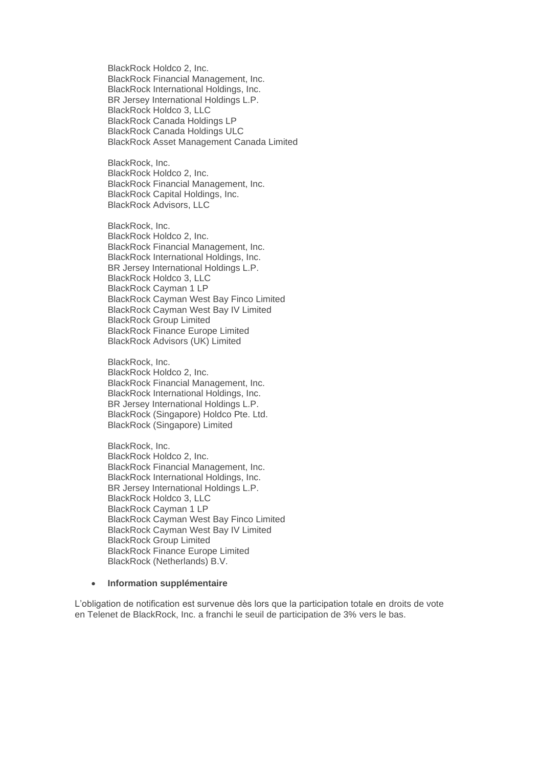BlackRock Holdco 2, Inc.
BlackRock Financial Management, Inc.
BlackRock International Holdings, Inc.
BR Jersey International Holdings L.P.
BlackRock Holdco 3, LLC
BlackRock Canada Holdings LP
BlackRock Canada Holdings ULC
BlackRock Asset Management Canada Limited

BlackRock, Inc.
BlackRock Holdco 2, Inc.
BlackRock Financial Management, Inc.
BlackRock Capital Holdings, Inc.
BlackRock Advisors, LLC

BlackRock, Inc.
BlackRock Holdco 2, Inc.
BlackRock Financial Management, Inc.
BlackRock International Holdings, Inc.
BR Jersey International Holdings L.P.
BlackRock Holdco 3, LLC
BlackRock Cayman 1 LP
BlackRock Cayman West Bay Finco Limited
BlackRock Cayman West Bay IV Limited
BlackRock Group Limited
BlackRock Finance Europe Limited
BlackRock Advisors (UK) Limited

BlackRock, Inc.
BlackRock Holdco 2, Inc.
BlackRock Financial Management, Inc.
BlackRock International Holdings, Inc.
BR Jersey International Holdings L.P.
BlackRock (Singapore) Holdco Pte. Ltd.
BlackRock (Singapore) Limited

BlackRock, Inc.
BlackRock Holdco 2, Inc.
BlackRock Financial Management, Inc.
BlackRock International Holdings, Inc.
BR Jersey International Holdings L.P.
BlackRock Holdco 3, LLC
BlackRock Cayman 1 LP
BlackRock Cayman West Bay Finco Limited
BlackRock Cayman West Bay IV Limited
BlackRock Group Limited
BlackRock Finance Europe Limited
BlackRock (Netherlands) B.V.

- **Information supplémentaire**

L'obligation de notification est survenue dès lors que la participation totale en droits de vote en Telenet de BlackRock, Inc. a franchi le seuil de participation de 3% vers le bas.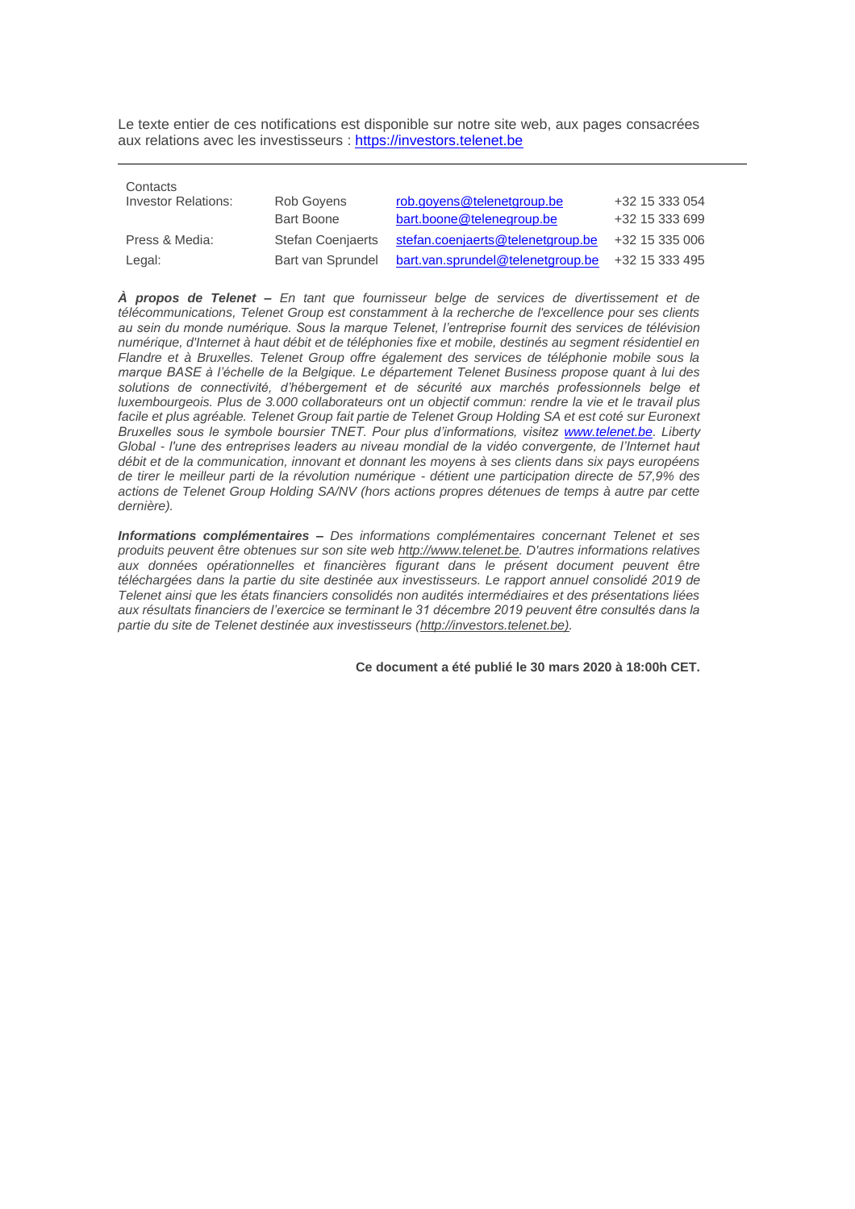Le texte entier de ces notifications est disponible sur notre site web, aux pages consacrées aux relations avec les investisseurs : https://investors.telenet.be

---

| | | | |
|---|---|---|---|
| Contacts | | | |
| Investor Relations: | Rob Goyens | rob.goyens@telenetgroup.be | +32 15 333 054 |
| | Bart Boone | bart.boone@telenegroup.be | +32 15 333 699 |
| Press & Media: | Stefan Coenjaerts | stefan.coenjaerts@telenetgroup.be | +32 15 335 006 |
| Legal: | Bart van Sprundel | bart.van.sprundel@telenetgroup.be | +32 15 333 495 |

***À propos de Telenet –*** *En tant que fournisseur belge de services de divertissement et de télécommunications, Telenet Group est constamment à la recherche de l'excellence pour ses clients au sein du monde numérique. Sous la marque Telenet, l'entreprise fournit des services de télévision numérique, d'Internet à haut débit et de téléphonies fixe et mobile, destinés au segment résidentiel en Flandre et à Bruxelles. Telenet Group offre également des services de téléphonie mobile sous la marque BASE à l'échelle de la Belgique. Le département Telenet Business propose quant à lui des solutions de connectivité, d'hébergement et de sécurité aux marchés professionnels belge et luxembourgeois. Plus de 3.000 collaborateurs ont un objectif commun: rendre la vie et le travail plus facile et plus agréable. Telenet Group fait partie de Telenet Group Holding SA et est coté sur Euronext Bruxelles sous le symbole boursier TNET. Pour plus d'informations, visitez www.telenet.be. Liberty Global - l'une des entreprises leaders au niveau mondial de la vidéo convergente, de l'Internet haut débit et de la communication, innovant et donnant les moyens à ses clients dans six pays européens de tirer le meilleur parti de la révolution numérique - détient une participation directe de 57,9% des actions de Telenet Group Holding SA/NV (hors actions propres détenues de temps à autre par cette dernière).*

***Informations complémentaires –*** *Des informations complémentaires concernant Telenet et ses produits peuvent être obtenues sur son site web http://www.telenet.be. D'autres informations relatives aux données opérationnelles et financières figurant dans le présent document peuvent être téléchargées dans la partie du site destinée aux investisseurs. Le rapport annuel consolidé 2019 de Telenet ainsi que les états financiers consolidés non audités intermédiaires et des présentations liées aux résultats financiers de l'exercice se terminant le 31 décembre 2019 peuvent être consultés dans la partie du site de Telenet destinée aux investisseurs (http://investors.telenet.be).*

**Ce document a été publié le 30 mars 2020 à 18:00h CET.**